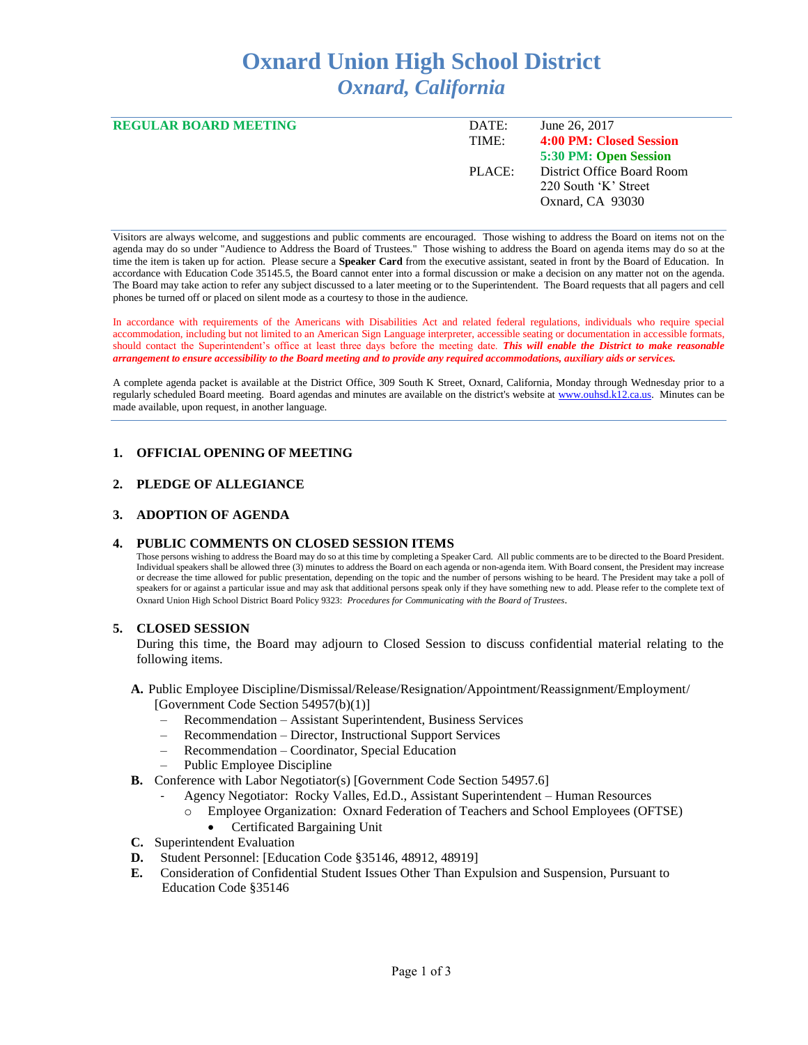# Oxnard Union High School District
## *Oxnard, California*

**REGULAR BOARD MEETING**

| | |
|---|---|
| DATE: | June 26, 2017 |
| TIME: | **4:00 PM: Closed Session** |
| | **5:30 PM: Open Session** |
| PLACE: | District Office Board Room |
| | 220 South 'K' Street |
| | Oxnard, CA 93030 |

Visitors are always welcome, and suggestions and public comments are encouraged. Those wishing to address the Board on items not on the agenda may do so under "Audience to Address the Board of Trustees." Those wishing to address the Board on agenda items may do so at the time the item is taken up for action. Please secure a **Speaker Card** from the executive assistant, seated in front by the Board of Education. In accordance with Education Code 35145.5, the Board cannot enter into a formal discussion or make a decision on any matter not on the agenda. The Board may take action to refer any subject discussed to a later meeting or to the Superintendent. The Board requests that all pagers and cell phones be turned off or placed on silent mode as a courtesy to those in the audience.

In accordance with requirements of the Americans with Disabilities Act and related federal regulations, individuals who require special accommodation, including but not limited to an American Sign Language interpreter, accessible seating or documentation in accessible formats, should contact the Superintendent's office at least three days before the meeting date. ***This will enable the District to make reasonable arrangement to ensure accessibility to the Board meeting and to provide any required accommodations, auxiliary aids or services.***

A complete agenda packet is available at the District Office, 309 South K Street, Oxnard, California, Monday through Wednesday prior to a regularly scheduled Board meeting. Board agendas and minutes are available on the district's website at www.ouhsd.k12.ca.us. Minutes can be made available, upon request, in another language.

### 1. OFFICIAL OPENING OF MEETING

### 2. PLEDGE OF ALLEGIANCE

### 3. ADOPTION OF AGENDA

### 4. PUBLIC COMMENTS ON CLOSED SESSION ITEMS

Those persons wishing to address the Board may do so at this time by completing a Speaker Card. All public comments are to be directed to the Board President. Individual speakers shall be allowed three (3) minutes to address the Board on each agenda or non-agenda item. With Board consent, the President may increase or decrease the time allowed for public presentation, depending on the topic and the number of persons wishing to be heard. The President may take a poll of speakers for or against a particular issue and may ask that additional persons speak only if they have something new to add. Please refer to the complete text of Oxnard Union High School District Board Policy 9323: *Procedures for Communicating with the Board of Trustees*.

### 5. CLOSED SESSION

During this time, the Board may adjourn to Closed Session to discuss confidential material relating to the following items.

**A.** Public Employee Discipline/Dismissal/Release/Resignation/Appointment/Reassignment/Employment/ [Government Code Section 54957(b)(1)]
- Recommendation – Assistant Superintendent, Business Services
- Recommendation – Director, Instructional Support Services
- Recommendation – Coordinator, Special Education
- Public Employee Discipline

**B.** Conference with Labor Negotiator(s) [Government Code Section 54957.6]
- Agency Negotiator: Rocky Valles, Ed.D., Assistant Superintendent – Human Resources
  - Employee Organization: Oxnard Federation of Teachers and School Employees (OFTSE)
    - Certificated Bargaining Unit

**C.** Superintendent Evaluation

**D.** Student Personnel: [Education Code §35146, 48912, 48919]

**E.** Consideration of Confidential Student Issues Other Than Expulsion and Suspension, Pursuant to Education Code §35146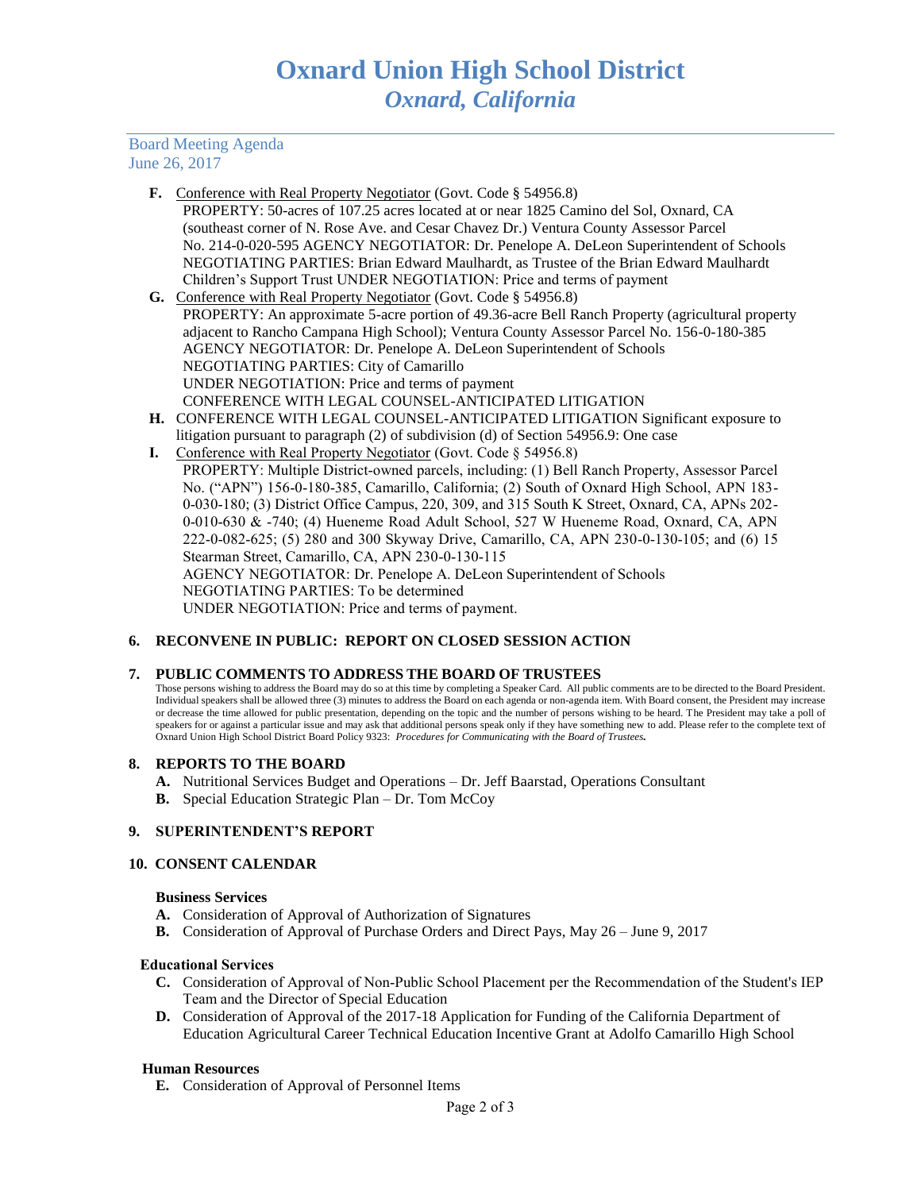**F.** Conference with Real Property Negotiator (Govt. Code § 54956.8)
PROPERTY: 50-acres of 107.25 acres located at or near 1825 Camino del Sol, Oxnard, CA (southeast corner of N. Rose Ave. and Cesar Chavez Dr.) Ventura County Assessor Parcel No. 214-0-020-595 AGENCY NEGOTIATOR: Dr. Penelope A. DeLeon Superintendent of Schools NEGOTIATING PARTIES: Brian Edward Maulhardt, as Trustee of the Brian Edward Maulhardt Children's Support Trust UNDER NEGOTIATION: Price and terms of payment

**G.** Conference with Real Property Negotiator (Govt. Code § 54956.8)
PROPERTY: An approximate 5-acre portion of 49.36-acre Bell Ranch Property (agricultural property adjacent to Rancho Campana High School); Ventura County Assessor Parcel No. 156-0-180-385
AGENCY NEGOTIATOR: Dr. Penelope A. DeLeon Superintendent of Schools
NEGOTIATING PARTIES: City of Camarillo
UNDER NEGOTIATION: Price and terms of payment
CONFERENCE WITH LEGAL COUNSEL-ANTICIPATED LITIGATION

**H.** CONFERENCE WITH LEGAL COUNSEL-ANTICIPATED LITIGATION Significant exposure to litigation pursuant to paragraph (2) of subdivision (d) of Section 54956.9: One case

**I.** Conference with Real Property Negotiator (Govt. Code § 54956.8)
PROPERTY: Multiple District-owned parcels, including: (1) Bell Ranch Property, Assessor Parcel No. ("APN") 156-0-180-385, Camarillo, California; (2) South of Oxnard High School, APN 183-0-030-180; (3) District Office Campus, 220, 309, and 315 South K Street, Oxnard, CA, APNs 202-0-010-630 & -740; (4) Hueneme Road Adult School, 527 W Hueneme Road, Oxnard, CA, APN 222-0-082-625; (5) 280 and 300 Skyway Drive, Camarillo, CA, APN 230-0-130-105; and (6) 15 Stearman Street, Camarillo, CA, APN 230-0-130-115
AGENCY NEGOTIATOR: Dr. Penelope A. DeLeon Superintendent of Schools
NEGOTIATING PARTIES: To be determined
UNDER NEGOTIATION: Price and terms of payment.

## 6. RECONVENE IN PUBLIC: REPORT ON CLOSED SESSION ACTION

## 7. PUBLIC COMMENTS TO ADDRESS THE BOARD OF TRUSTEES

Those persons wishing to address the Board may do so at this time by completing a Speaker Card. All public comments are to be directed to the Board President. Individual speakers shall be allowed three (3) minutes to address the Board on each agenda or non-agenda item. With Board consent, the President may increase or decrease the time allowed for public presentation, depending on the topic and the number of persons wishing to be heard. The President may take a poll of speakers for or against a particular issue and may ask that additional persons speak only if they have something new to add. Please refer to the complete text of Oxnard Union High School District Board Policy 9323: *Procedures for Communicating with the Board of Trustees.*

## 8. REPORTS TO THE BOARD

**A.** Nutritional Services Budget and Operations – Dr. Jeff Baarstad, Operations Consultant
**B.** Special Education Strategic Plan – Dr. Tom McCoy

## 9. SUPERINTENDENT'S REPORT

## 10. CONSENT CALENDAR

### Business Services

**A.** Consideration of Approval of Authorization of Signatures
**B.** Consideration of Approval of Purchase Orders and Direct Pays, May 26 – June 9, 2017

### Educational Services

**C.** Consideration of Approval of Non-Public School Placement per the Recommendation of the Student's IEP Team and the Director of Special Education
**D.** Consideration of Approval of the 2017-18 Application for Funding of the California Department of Education Agricultural Career Technical Education Incentive Grant at Adolfo Camarillo High School

### Human Resources

**E.** Consideration of Approval of Personnel Items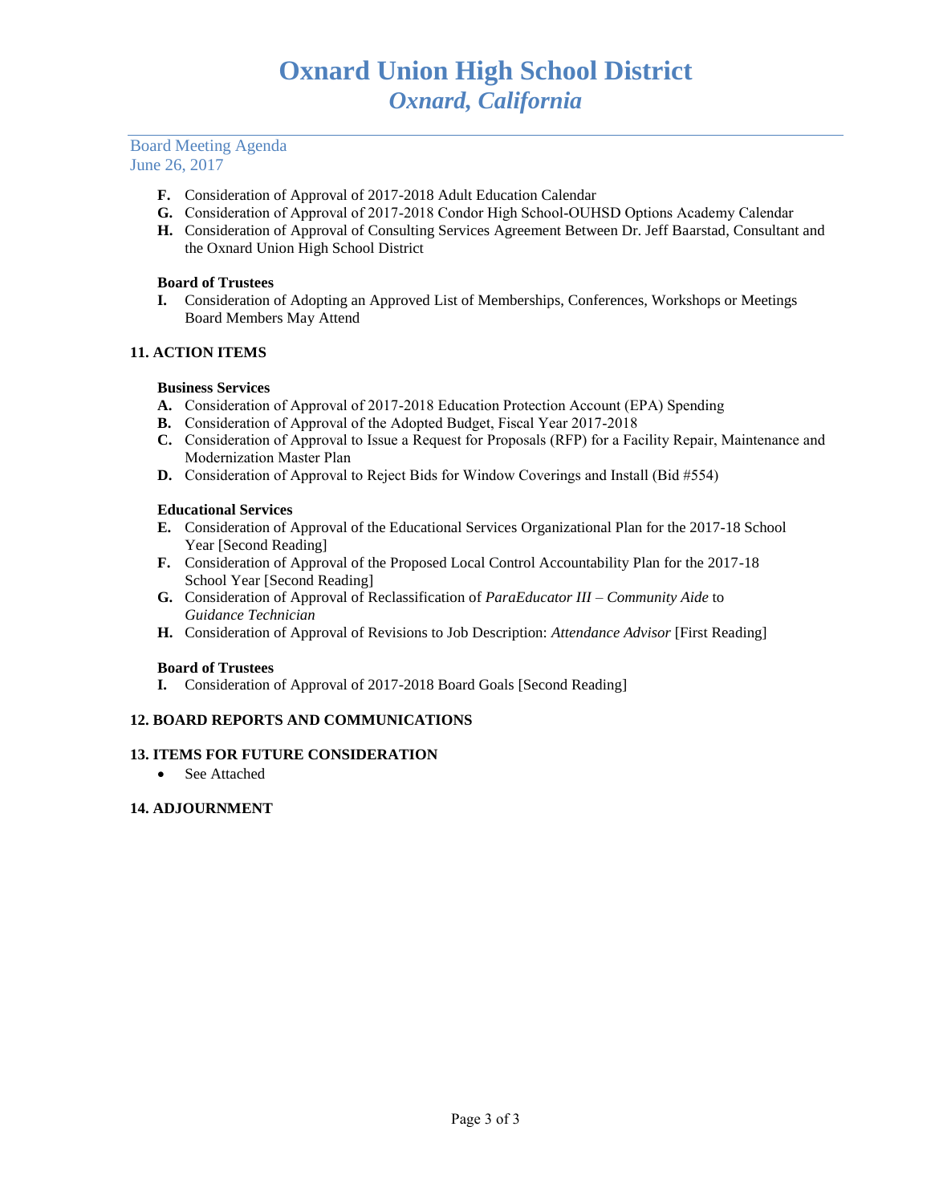F. Consideration of Approval of 2017-2018 Adult Education Calendar
G. Consideration of Approval of 2017-2018 Condor High School-OUHSD Options Academy Calendar
H. Consideration of Approval of Consulting Services Agreement Between Dr. Jeff Baarstad, Consultant and the Oxnard Union High School District

**Board of Trustees**

I. Consideration of Adopting an Approved List of Memberships, Conferences, Workshops or Meetings Board Members May Attend

## 11. ACTION ITEMS

**Business Services**

A. Consideration of Approval of 2017-2018 Education Protection Account (EPA) Spending
B. Consideration of Approval of the Adopted Budget, Fiscal Year 2017-2018
C. Consideration of Approval to Issue a Request for Proposals (RFP) for a Facility Repair, Maintenance and Modernization Master Plan
D. Consideration of Approval to Reject Bids for Window Coverings and Install (Bid #554)

**Educational Services**

E. Consideration of Approval of the Educational Services Organizational Plan for the 2017-18 School Year [Second Reading]
F. Consideration of Approval of the Proposed Local Control Accountability Plan for the 2017-18 School Year [Second Reading]
G. Consideration of Approval of Reclassification of *ParaEducator III – Community Aide* to *Guidance Technician*
H. Consideration of Approval of Revisions to Job Description: *Attendance Advisor* [First Reading]

**Board of Trustees**

I. Consideration of Approval of 2017-2018 Board Goals [Second Reading]

## 12. BOARD REPORTS AND COMMUNICATIONS

## 13. ITEMS FOR FUTURE CONSIDERATION

- See Attached

## 14. ADJOURNMENT